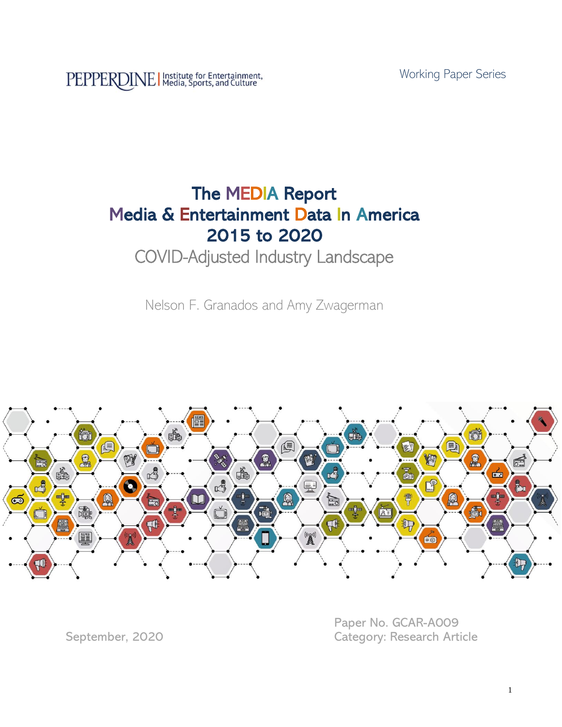PEPPERDINE | Institute for Entertainment, Media, Sports, and Culture

Working Paper Series

# The MEDIA Report
# Media & Entertainment Data In America
# 2015 to 2020

## COVID-Adjusted Industry Landscape

Nelson F. Granados and Amy Zwagerman

September, 2020

Paper No. GCAR-A009
Category: Research Article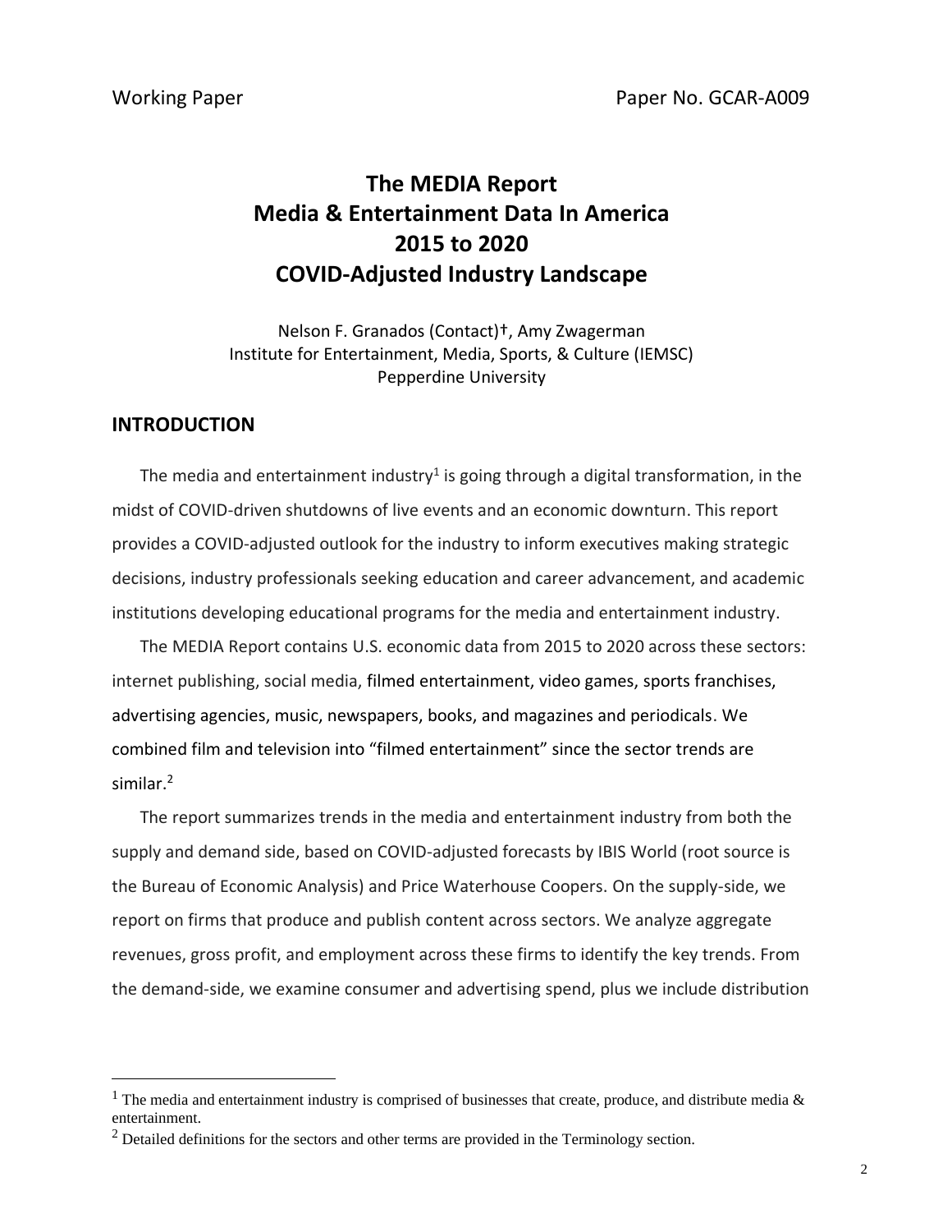Working Paper Paper No. GCAR-A009

# The MEDIA Report
# Media & Entertainment Data In America
# 2015 to 2020
# COVID-Adjusted Industry Landscape

Nelson F. Granados (Contact)†, Amy Zwagerman
Institute for Entertainment, Media, Sports, & Culture (IEMSC)
Pepperdine University

## INTRODUCTION

The media and entertainment industry[1] is going through a digital transformation, in the midst of COVID-driven shutdowns of live events and an economic downturn. This report provides a COVID-adjusted outlook for the industry to inform executives making strategic decisions, industry professionals seeking education and career advancement, and academic institutions developing educational programs for the media and entertainment industry.

The MEDIA Report contains U.S. economic data from 2015 to 2020 across these sectors: internet publishing, social media, filmed entertainment, video games, sports franchises, advertising agencies, music, newspapers, books, and magazines and periodicals. We combined film and television into "filmed entertainment" since the sector trends are similar.[2]

The report summarizes trends in the media and entertainment industry from both the supply and demand side, based on COVID-adjusted forecasts by IBIS World (root source is the Bureau of Economic Analysis) and Price Waterhouse Coopers. On the supply-side, we report on firms that produce and publish content across sectors. We analyze aggregate revenues, gross profit, and employment across these firms to identify the key trends. From the demand-side, we examine consumer and advertising spend, plus we include distribution

[1] The media and entertainment industry is comprised of businesses that create, produce, and distribute media & entertainment.

[2] Detailed definitions for the sectors and other terms are provided in the Terminology section.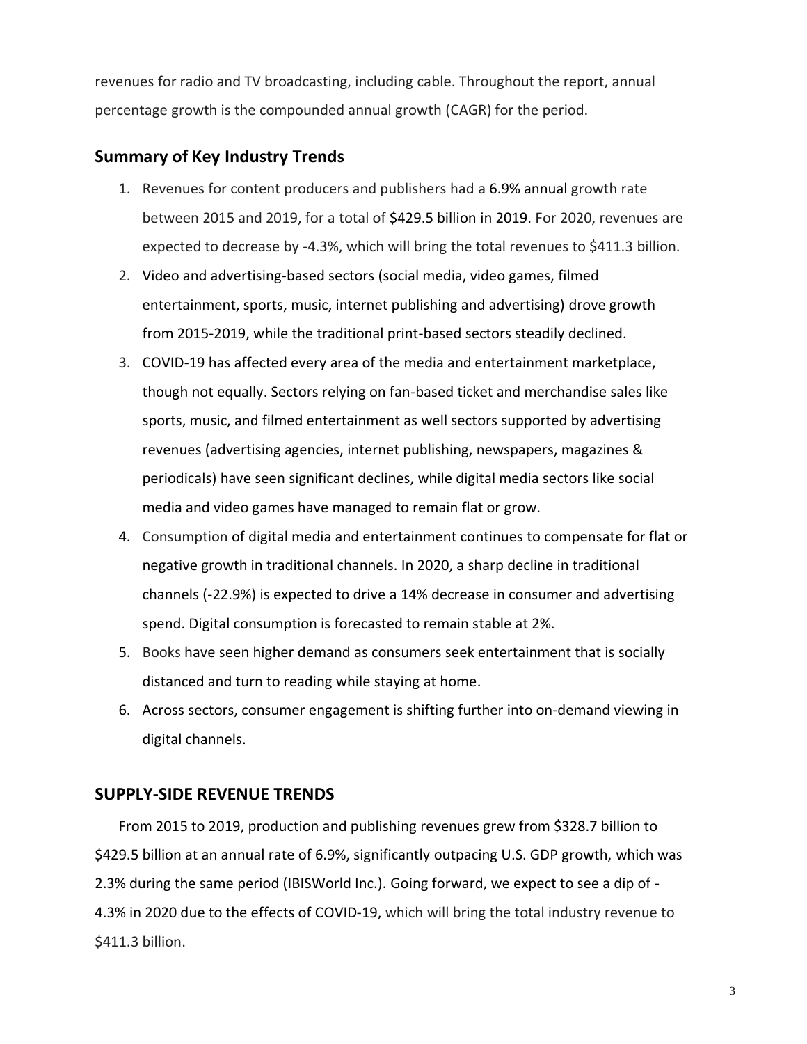revenues for radio and TV broadcasting, including cable. Throughout the report, annual percentage growth is the compounded annual growth (CAGR) for the period.

## Summary of Key Industry Trends

1. Revenues for content producers and publishers had a 6.9% annual growth rate between 2015 and 2019, for a total of $429.5 billion in 2019. For 2020, revenues are expected to decrease by -4.3%, which will bring the total revenues to $411.3 billion.
2. Video and advertising-based sectors (social media, video games, filmed entertainment, sports, music, internet publishing and advertising) drove growth from 2015-2019, while the traditional print-based sectors steadily declined.
3. COVID-19 has affected every area of the media and entertainment marketplace, though not equally. Sectors relying on fan-based ticket and merchandise sales like sports, music, and filmed entertainment as well sectors supported by advertising revenues (advertising agencies, internet publishing, newspapers, magazines & periodicals) have seen significant declines, while digital media sectors like social media and video games have managed to remain flat or grow.
4. Consumption of digital media and entertainment continues to compensate for flat or negative growth in traditional channels. In 2020, a sharp decline in traditional channels (-22.9%) is expected to drive a 14% decrease in consumer and advertising spend. Digital consumption is forecasted to remain stable at 2%.
5. Books have seen higher demand as consumers seek entertainment that is socially distanced and turn to reading while staying at home.
6. Across sectors, consumer engagement is shifting further into on-demand viewing in digital channels.

## SUPPLY-SIDE REVENUE TRENDS

From 2015 to 2019, production and publishing revenues grew from $328.7 billion to $429.5 billion at an annual rate of 6.9%, significantly outpacing U.S. GDP growth, which was 2.3% during the same period (IBISWorld Inc.). Going forward, we expect to see a dip of -4.3% in 2020 due to the effects of COVID-19, which will bring the total industry revenue to $411.3 billion.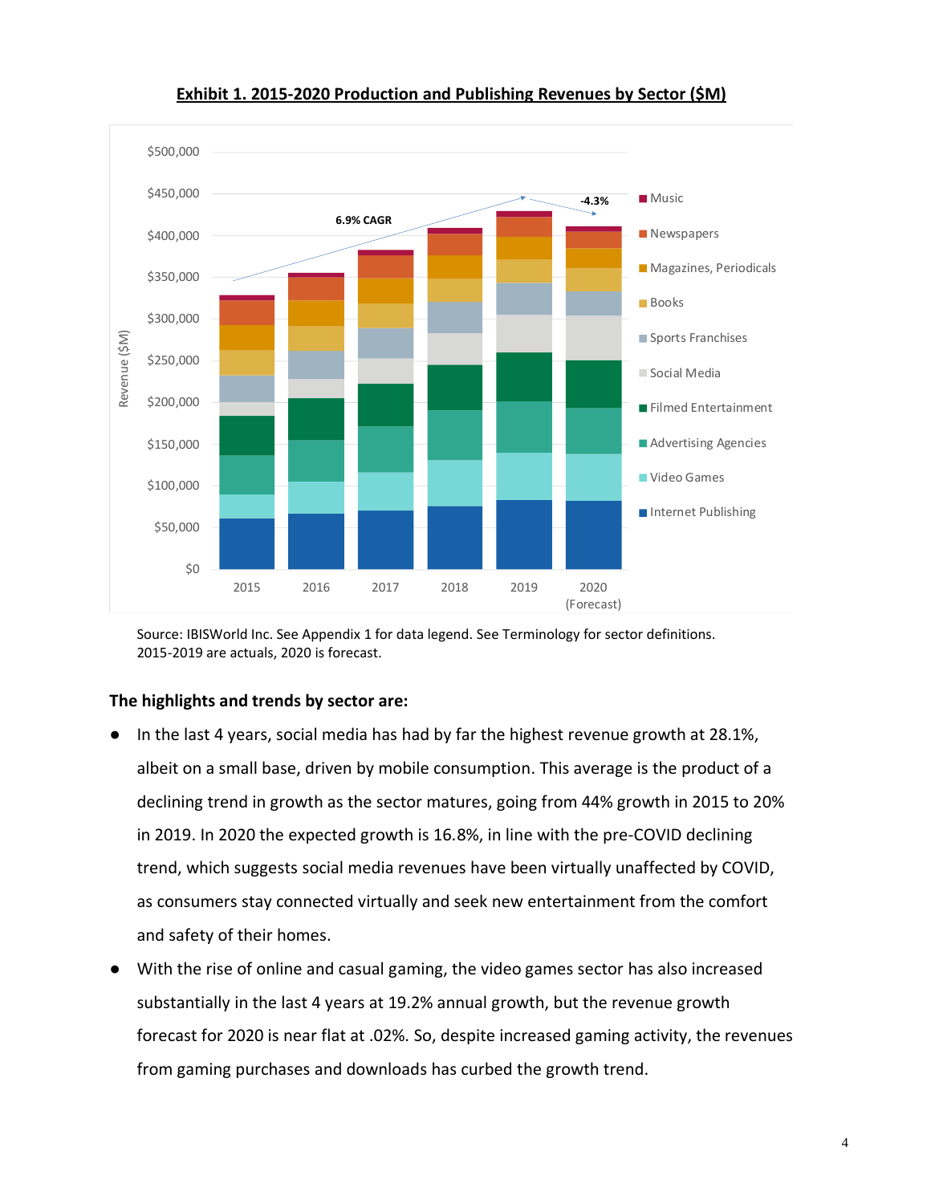**Exhibit 1. 2015-2020 Production and Publishing Revenues by Sector ($M)**

Source: IBISWorld Inc. See Appendix 1 for data legend. See Terminology for sector definitions.
2015-2019 are actuals, 2020 is forecast.

**The highlights and trends by sector are:**

- In the last 4 years, social media has had by far the highest revenue growth at 28.1%, albeit on a small base, driven by mobile consumption. This average is the product of a declining trend in growth as the sector matures, going from 44% growth in 2015 to 20% in 2019. In 2020 the expected growth is 16.8%, in line with the pre-COVID declining trend, which suggests social media revenues have been virtually unaffected by COVID, as consumers stay connected virtually and seek new entertainment from the comfort and safety of their homes.
- With the rise of online and casual gaming, the video games sector has also increased substantially in the last 4 years at 19.2% annual growth, but the revenue growth forecast for 2020 is near flat at .02%. So, despite increased gaming activity, the revenues from gaming purchases and downloads has curbed the growth trend.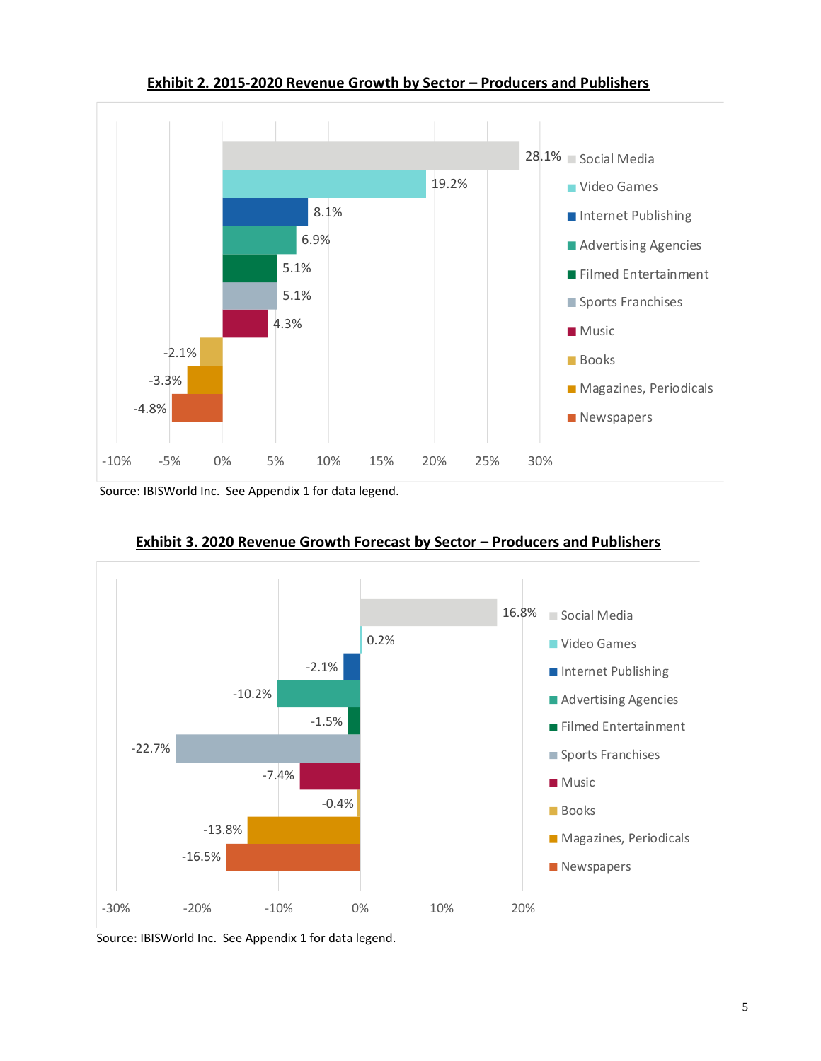**Exhibit 2. 2015-2020 Revenue Growth by Sector – Producers and Publishers**

| Sector | Revenue Growth |
|---|---|
| Social Media | 28.1% |
| Video Games | 19.2% |
| Internet Publishing | 8.1% |
| Advertising Agencies | 6.9% |
| Filmed Entertainment | 5.1% |
| Sports Franchises | 5.1% |
| Music | 4.3% |
| Books | -2.1% |
| Magazines, Periodicals | -3.3% |
| Newspapers | -4.8% |

Source: IBISWorld Inc. See Appendix 1 for data legend.

**Exhibit 3. 2020 Revenue Growth Forecast by Sector – Producers and Publishers**

| Sector | Revenue Growth Forecast |
|---|---|
| Social Media | 16.8% |
| Video Games | 0.2% |
| Internet Publishing | -2.1% |
| Advertising Agencies | -10.2% |
| Filmed Entertainment | -1.5% |
| Sports Franchises | -22.7% |
| Music | -7.4% |
| Books | -0.4% |
| Magazines, Periodicals | -13.8% |
| Newspapers | -16.5% |

Source: IBISWorld Inc. See Appendix 1 for data legend.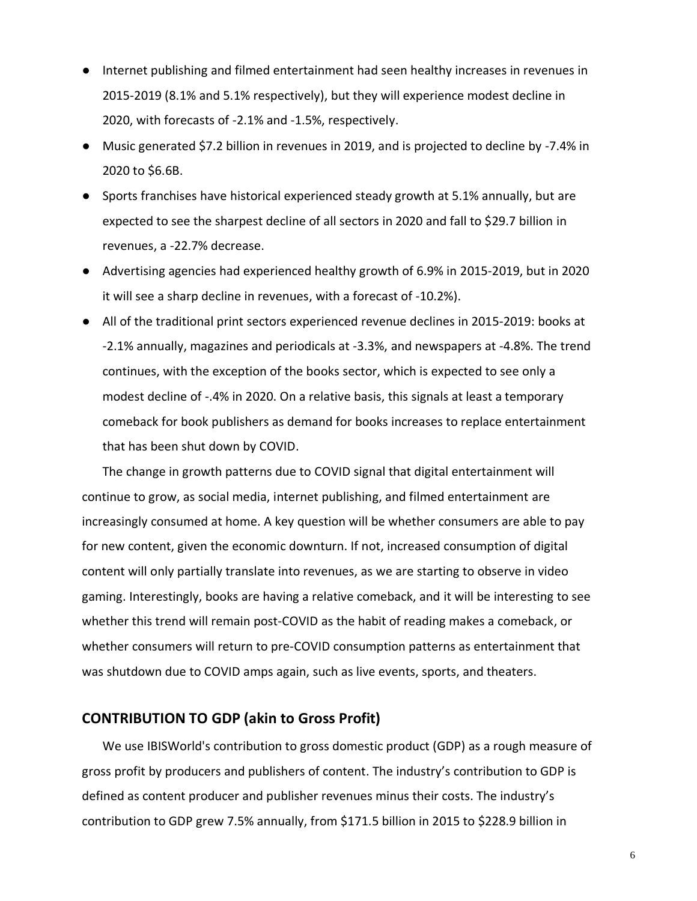- Internet publishing and filmed entertainment had seen healthy increases in revenues in 2015-2019 (8.1% and 5.1% respectively), but they will experience modest decline in 2020, with forecasts of -2.1% and -1.5%, respectively.
- Music generated $7.2 billion in revenues in 2019, and is projected to decline by -7.4% in 2020 to $6.6B.
- Sports franchises have historical experienced steady growth at 5.1% annually, but are expected to see the sharpest decline of all sectors in 2020 and fall to $29.7 billion in revenues, a -22.7% decrease.
- Advertising agencies had experienced healthy growth of 6.9% in 2015-2019, but in 2020 it will see a sharp decline in revenues, with a forecast of -10.2%).
- All of the traditional print sectors experienced revenue declines in 2015-2019: books at -2.1% annually, magazines and periodicals at -3.3%, and newspapers at -4.8%. The trend continues, with the exception of the books sector, which is expected to see only a modest decline of -.4% in 2020. On a relative basis, this signals at least a temporary comeback for book publishers as demand for books increases to replace entertainment that has been shut down by COVID.

The change in growth patterns due to COVID signal that digital entertainment will continue to grow, as social media, internet publishing, and filmed entertainment are increasingly consumed at home. A key question will be whether consumers are able to pay for new content, given the economic downturn. If not, increased consumption of digital content will only partially translate into revenues, as we are starting to observe in video gaming. Interestingly, books are having a relative comeback, and it will be interesting to see whether this trend will remain post-COVID as the habit of reading makes a comeback, or whether consumers will return to pre-COVID consumption patterns as entertainment that was shutdown due to COVID amps again, such as live events, sports, and theaters.

## CONTRIBUTION TO GDP (akin to Gross Profit)

We use IBISWorld's contribution to gross domestic product (GDP) as a rough measure of gross profit by producers and publishers of content. The industry's contribution to GDP is defined as content producer and publisher revenues minus their costs. The industry's contribution to GDP grew 7.5% annually, from $171.5 billion in 2015 to $228.9 billion in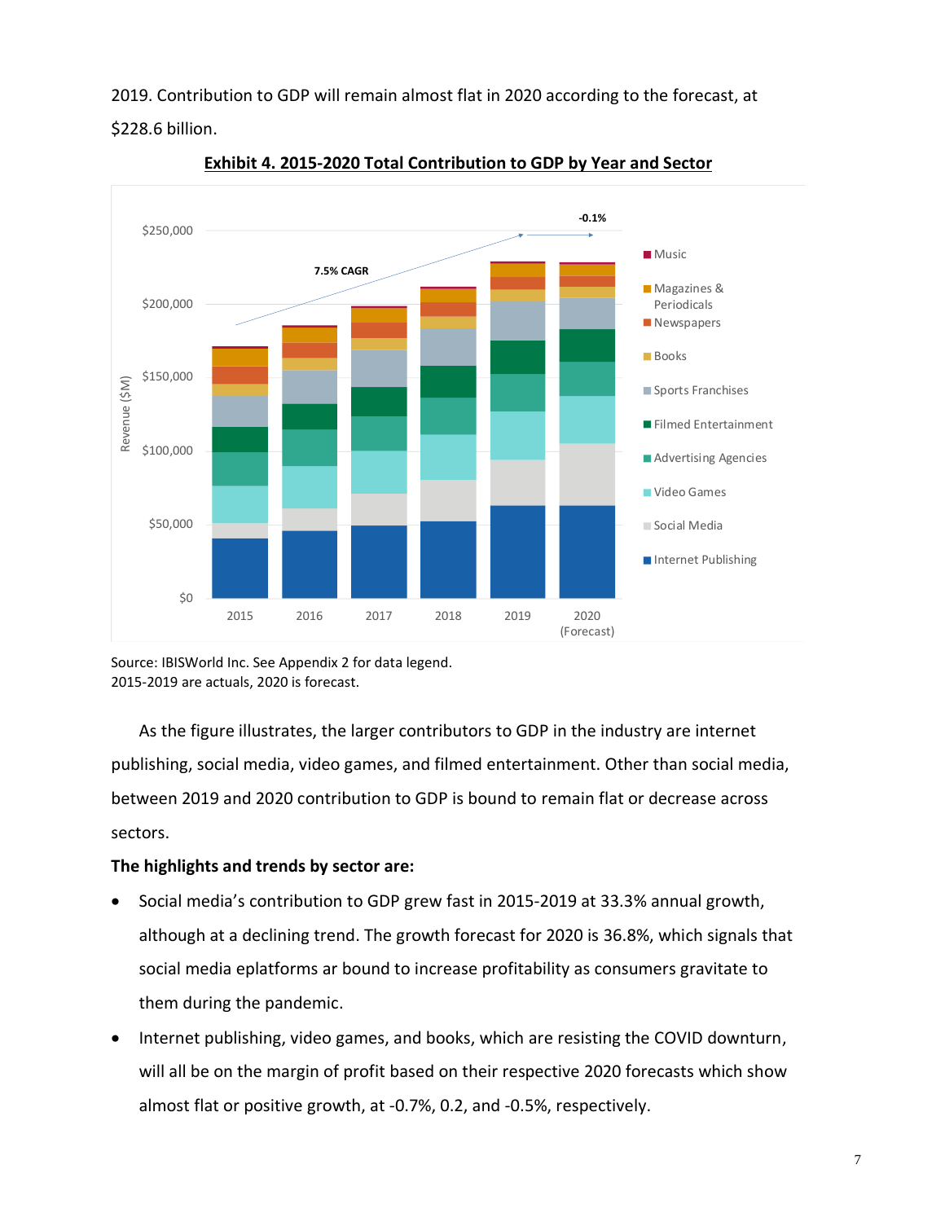2019. Contribution to GDP will remain almost flat in 2020 according to the forecast, at $228.6 billion.

**Exhibit 4. 2015-2020 Total Contribution to GDP by Year and Sector**

Source: IBISWorld Inc. See Appendix 2 for data legend.
2015-2019 are actuals, 2020 is forecast.

As the figure illustrates, the larger contributors to GDP in the industry are internet publishing, social media, video games, and filmed entertainment. Other than social media, between 2019 and 2020 contribution to GDP is bound to remain flat or decrease across sectors.

**The highlights and trends by sector are:**

- Social media's contribution to GDP grew fast in 2015-2019 at 33.3% annual growth, although at a declining trend. The growth forecast for 2020 is 36.8%, which signals that social media eplatforms ar bound to increase profitability as consumers gravitate to them during the pandemic.
- Internet publishing, video games, and books, which are resisting the COVID downturn, will all be on the margin of profit based on their respective 2020 forecasts which show almost flat or positive growth, at -0.7%, 0.2, and -0.5%, respectively.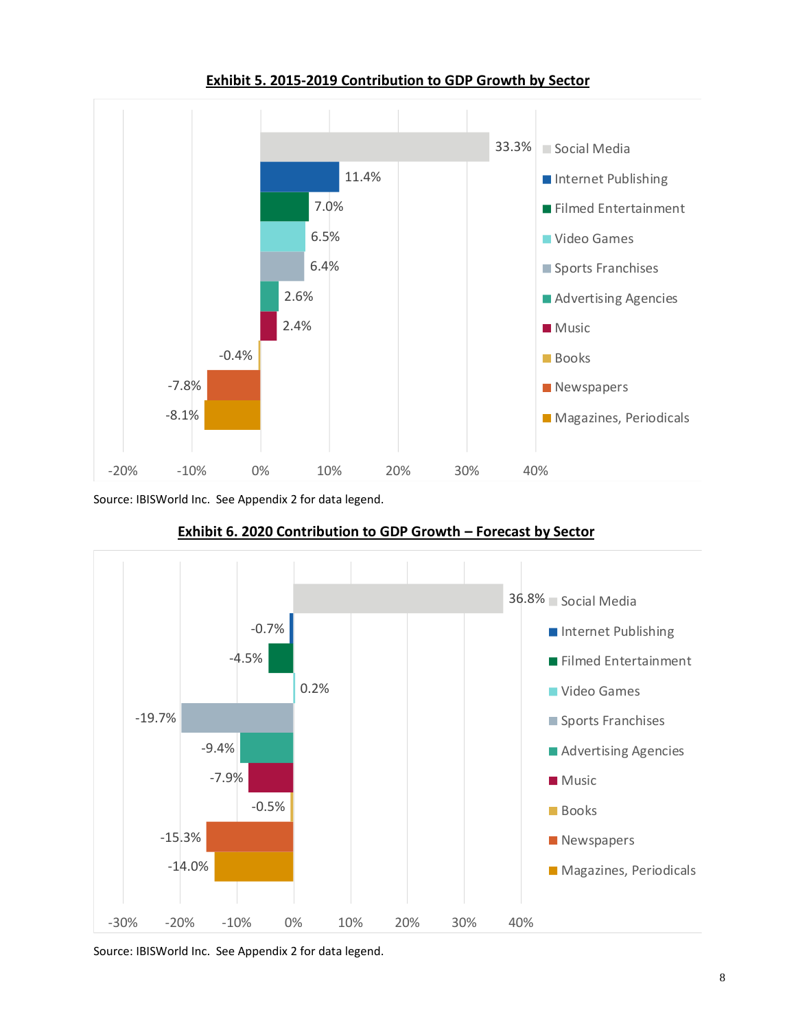**Exhibit 5. 2015-2019 Contribution to GDP Growth by Sector**

| Sector | Contribution |
|---|---|
| Social Media | 33.3% |
| Internet Publishing | 11.4% |
| Filmed Entertainment | 7.0% |
| Video Games | 6.5% |
| Sports Franchises | 6.4% |
| Advertising Agencies | 2.6% |
| Music | 2.4% |
| Books | -0.4% |
| Newspapers | -7.8% |
| Magazines, Periodicals | -8.1% |

Source: IBISWorld Inc. See Appendix 2 for data legend.

**Exhibit 6. 2020 Contribution to GDP Growth – Forecast by Sector**

| Sector | Contribution |
|---|---|
| Social Media | 36.8% |
| Internet Publishing | -0.7% |
| Filmed Entertainment | -4.5% |
| Video Games | 0.2% |
| Sports Franchises | -19.7% |
| Advertising Agencies | -9.4% |
| Music | -7.9% |
| Books | -0.5% |
| Newspapers | -15.3% |
| Magazines, Periodicals | -14.0% |

Source: IBISWorld Inc. See Appendix 2 for data legend.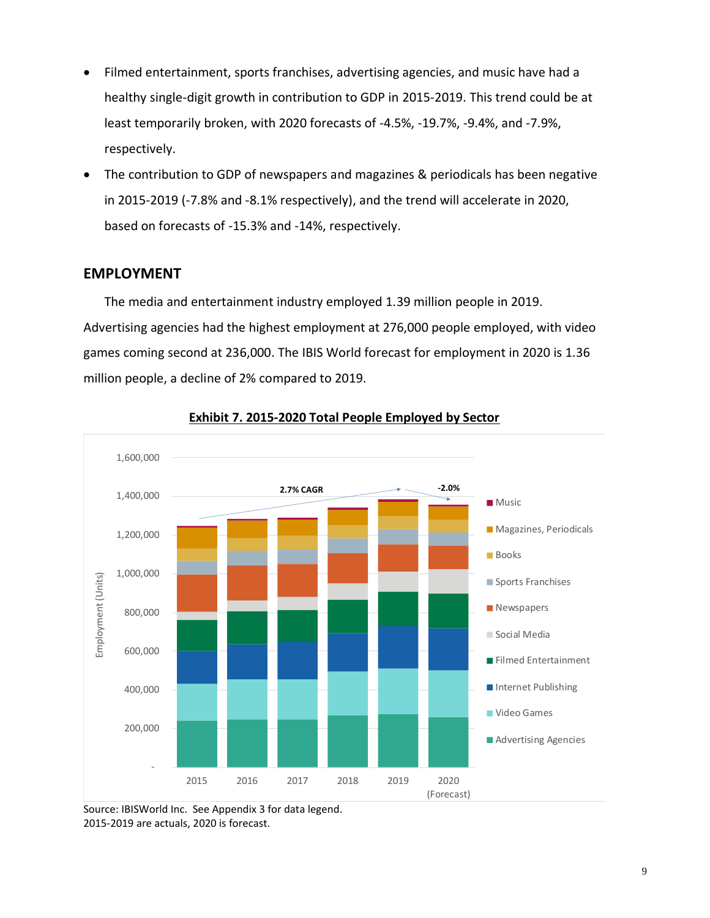- Filmed entertainment, sports franchises, advertising agencies, and music have had a healthy single-digit growth in contribution to GDP in 2015-2019. This trend could be at least temporarily broken, with 2020 forecasts of -4.5%, -19.7%, -9.4%, and -7.9%, respectively.
- The contribution to GDP of newspapers and magazines & periodicals has been negative in 2015-2019 (-7.8% and -8.1% respectively), and the trend will accelerate in 2020, based on forecasts of -15.3% and -14%, respectively.

## EMPLOYMENT

The media and entertainment industry employed 1.39 million people in 2019. Advertising agencies had the highest employment at 276,000 people employed, with video games coming second at 236,000. The IBIS World forecast for employment in 2020 is 1.36 million people, a decline of 2% compared to 2019.

**Exhibit 7. 2015-2020 Total People Employed by Sector**

Source: IBISWorld Inc. See Appendix 3 for data legend.
2015-2019 are actuals, 2020 is forecast.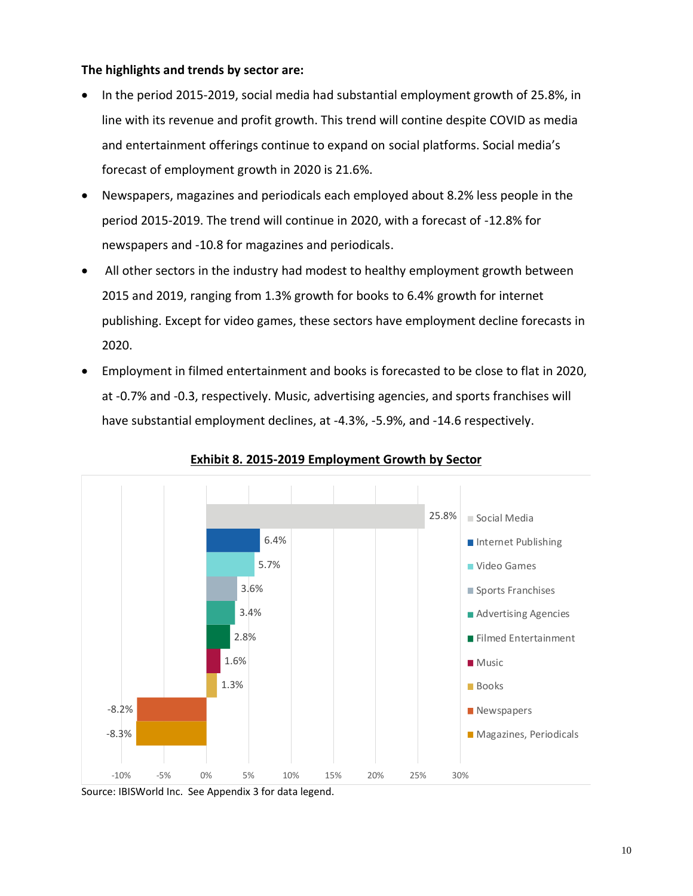**The highlights and trends by sector are:**

- In the period 2015-2019, social media had substantial employment growth of 25.8%, in line with its revenue and profit growth. This trend will contine despite COVID as media and entertainment offerings continue to expand on social platforms. Social media's forecast of employment growth in 2020 is 21.6%.
- Newspapers, magazines and periodicals each employed about 8.2% less people in the period 2015-2019. The trend will continue in 2020, with a forecast of -12.8% for newspapers and -10.8 for magazines and periodicals.
- All other sectors in the industry had modest to healthy employment growth between 2015 and 2019, ranging from 1.3% growth for books to 6.4% growth for internet publishing. Except for video games, these sectors have employment decline forecasts in 2020.
- Employment in filmed entertainment and books is forecasted to be close to flat in 2020, at -0.7% and -0.3, respectively. Music, advertising agencies, and sports franchises will have substantial employment declines, at -4.3%, -5.9%, and -14.6 respectively.

**Exhibit 8. 2015-2019 Employment Growth by Sector**

| Sector | 2015-2019 Employment Growth |
|---|---|
| Social Media | 25.8% |
| Internet Publishing | 6.4% |
| Video Games | 5.7% |
| Sports Franchises | 3.6% |
| Advertising Agencies | 3.4% |
| Filmed Entertainment | 2.8% |
| Music | 1.6% |
| Books | 1.3% |
| Newspapers | -8.2% |
| Magazines, Periodicals | -8.3% |

Source: IBISWorld Inc. See Appendix 3 for data legend.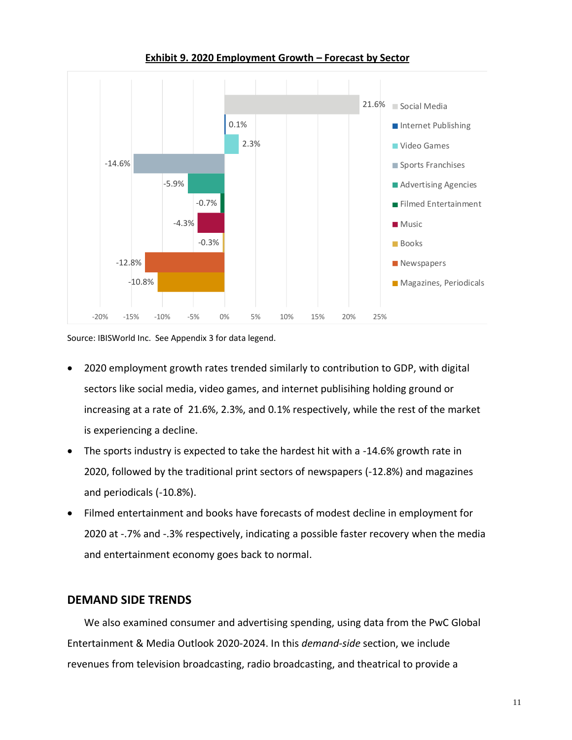**Exhibit 9. 2020 Employment Growth – Forecast by Sector**

| Sector | 2020 Employment Growth |
| --- | --- |
| Social Media | 21.6% |
| Internet Publishing | 0.1% |
| Video Games | 2.3% |
| Sports Franchises | -14.6% |
| Advertising Agencies | -5.9% |
| Filmed Entertainment | -0.7% |
| Music | -4.3% |
| Books | -0.3% |
| Newspapers | -12.8% |
| Magazines, Periodicals | -10.8% |

Source: IBISWorld Inc. See Appendix 3 for data legend.

- 2020 employment growth rates trended similarly to contribution to GDP, with digital sectors like social media, video games, and internet publisihing holding ground or increasing at a rate of 21.6%, 2.3%, and 0.1% respectively, while the rest of the market is experiencing a decline.
- The sports industry is expected to take the hardest hit with a -14.6% growth rate in 2020, followed by the traditional print sectors of newspapers (-12.8%) and magazines and periodicals (-10.8%).
- Filmed entertainment and books have forecasts of modest decline in employment for 2020 at -.7% and -.3% respectively, indicating a possible faster recovery when the media and entertainment economy goes back to normal.

## DEMAND SIDE TRENDS

We also examined consumer and advertising spending, using data from the PwC Global Entertainment & Media Outlook 2020-2024. In this *demand-side* section, we include revenues from television broadcasting, radio broadcasting, and theatrical to provide a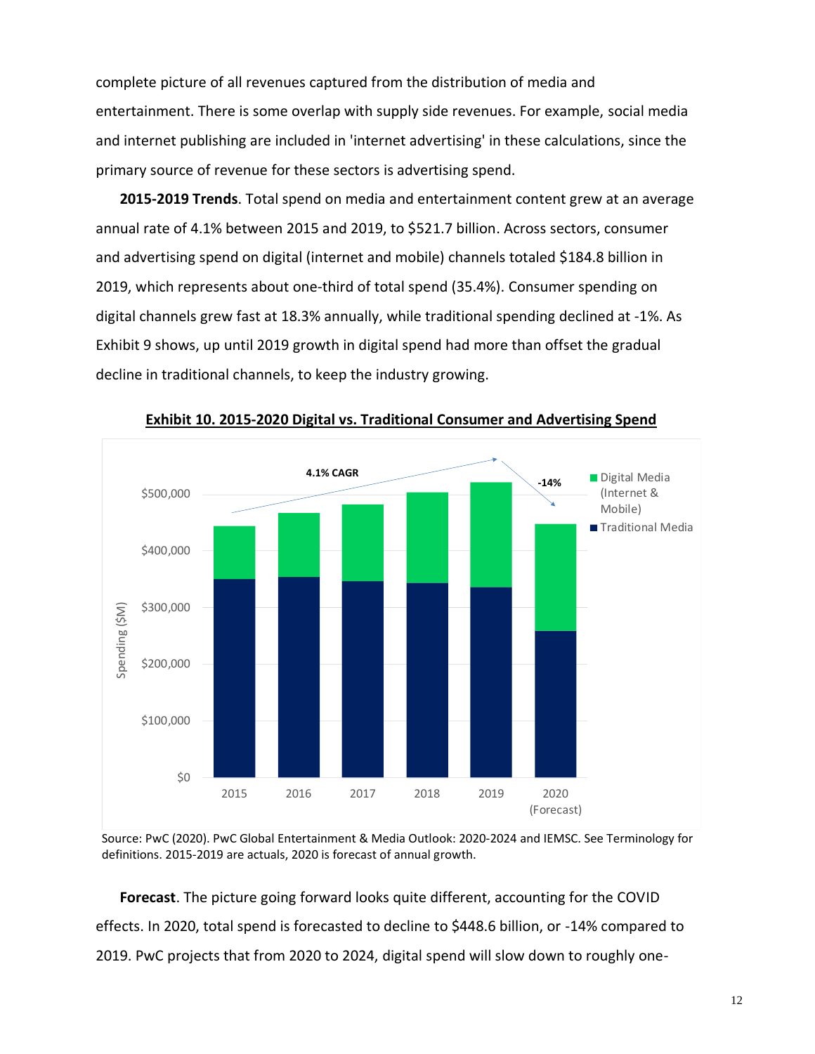complete picture of all revenues captured from the distribution of media and entertainment. There is some overlap with supply side revenues. For example, social media and internet publishing are included in 'internet advertising' in these calculations, since the primary source of revenue for these sectors is advertising spend.

**2015-2019 Trends**. Total spend on media and entertainment content grew at an average annual rate of 4.1% between 2015 and 2019, to $521.7 billion. Across sectors, consumer and advertising spend on digital (internet and mobile) channels totaled $184.8 billion in 2019, which represents about one-third of total spend (35.4%). Consumer spending on digital channels grew fast at 18.3% annually, while traditional spending declined at -1%. As Exhibit 9 shows, up until 2019 growth in digital spend had more than offset the gradual decline in traditional channels, to keep the industry growing.

**Exhibit 10. 2015-2020 Digital vs. Traditional Consumer and Advertising Spend**

Source: PwC (2020). PwC Global Entertainment & Media Outlook: 2020-2024 and IEMSC. See Terminology for definitions. 2015-2019 are actuals, 2020 is forecast of annual growth.

**Forecast**. The picture going forward looks quite different, accounting for the COVID effects. In 2020, total spend is forecasted to decline to $448.6 billion, or -14% compared to 2019. PwC projects that from 2020 to 2024, digital spend will slow down to roughly one-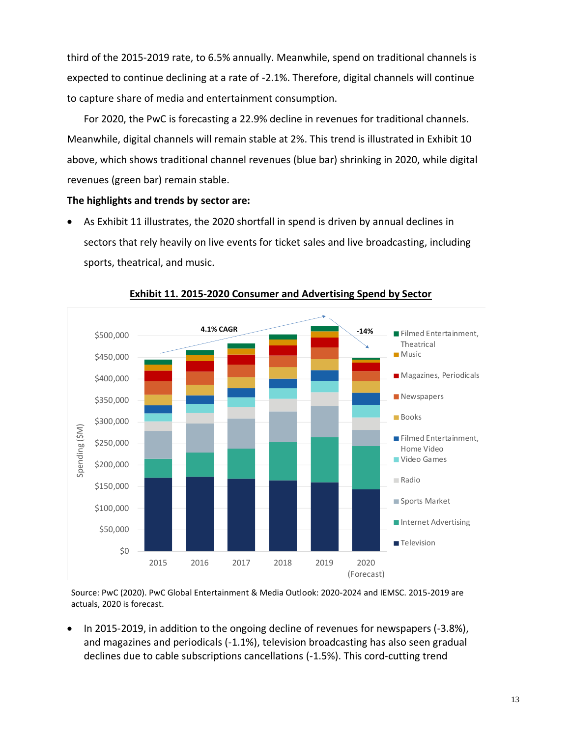third of the 2015-2019 rate, to 6.5% annually. Meanwhile, spend on traditional channels is expected to continue declining at a rate of -2.1%. Therefore, digital channels will continue to capture share of media and entertainment consumption.

For 2020, the PwC is forecasting a 22.9% decline in revenues for traditional channels. Meanwhile, digital channels will remain stable at 2%. This trend is illustrated in Exhibit 10 above, which shows traditional channel revenues (blue bar) shrinking in 2020, while digital revenues (green bar) remain stable.

**The highlights and trends by sector are:**

- As Exhibit 11 illustrates, the 2020 shortfall in spend is driven by annual declines in sectors that rely heavily on live events for ticket sales and live broadcasting, including sports, theatrical, and music.

**Exhibit 11. 2015-2020 Consumer and Advertising Spend by Sector**

Source: PwC (2020). PwC Global Entertainment & Media Outlook: 2020-2024 and IEMSC. 2015-2019 are actuals, 2020 is forecast.

- In 2015-2019, in addition to the ongoing decline of revenues for newspapers (-3.8%), and magazines and periodicals (-1.1%), television broadcasting has also seen gradual declines due to cable subscriptions cancellations (-1.5%). This cord-cutting trend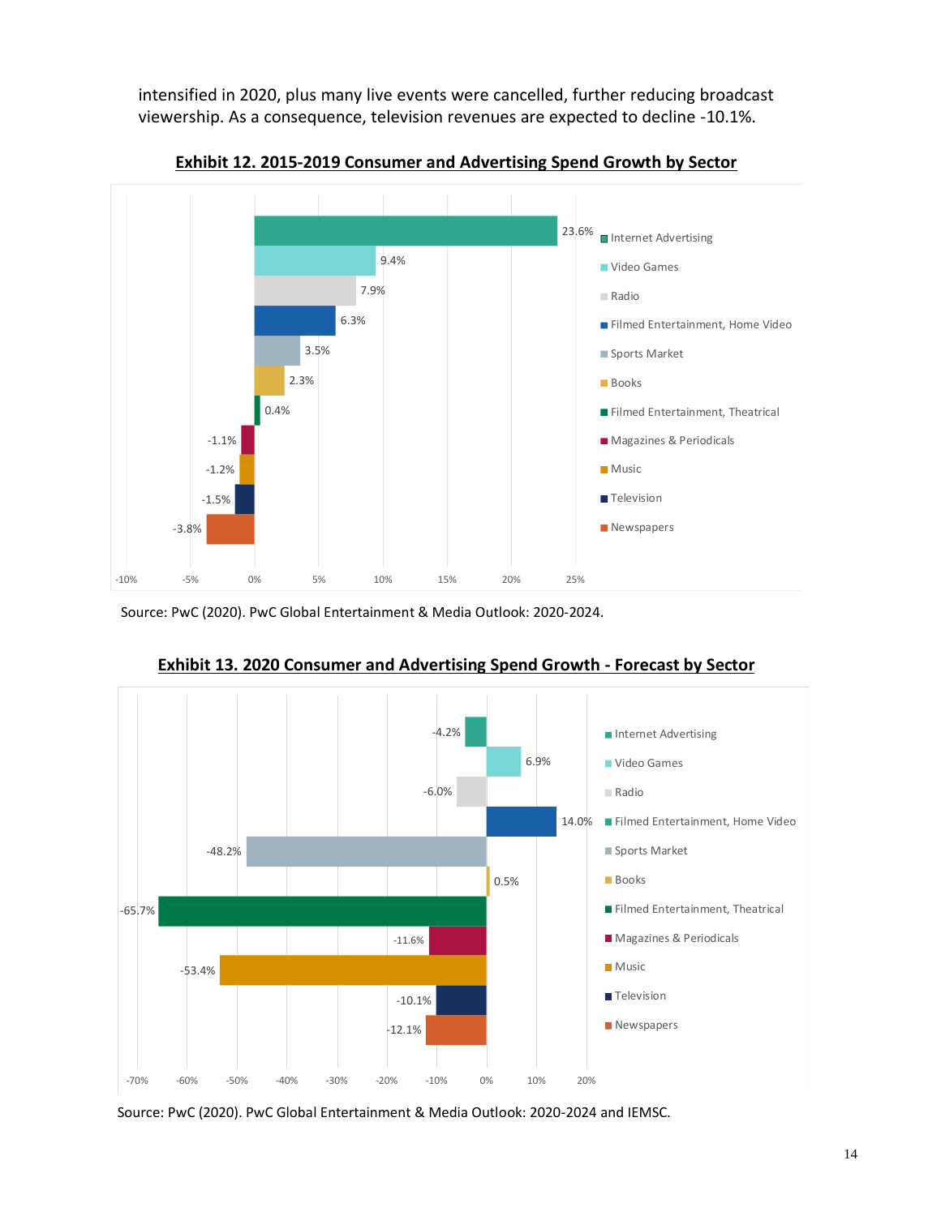intensified in 2020, plus many live events were cancelled, further reducing broadcast viewership. As a consequence, television revenues are expected to decline -10.1%.

**Exhibit 12. 2015-2019 Consumer and Advertising Spend Growth by Sector**

| Sector | Growth |
| --- | --- |
| Internet Advertising | 23.6% |
| Video Games | 9.4% |
| Radio | 7.9% |
| Filmed Entertainment, Home Video | 6.3% |
| Sports Market | 3.5% |
| Books | 2.3% |
| Filmed Entertainment, Theatrical | 0.4% |
| Magazines & Periodicals | -1.1% |
| Music | -1.2% |
| Television | -1.5% |
| Newspapers | -3.8% |

Source: PwC (2020). PwC Global Entertainment & Media Outlook: 2020-2024.

**Exhibit 13. 2020 Consumer and Advertising Spend Growth - Forecast by Sector**

| Sector | Growth |
| --- | --- |
| Internet Advertising | -4.2% |
| Video Games | 6.9% |
| Radio | -6.0% |
| Filmed Entertainment, Home Video | 14.0% |
| Sports Market | -48.2% |
| Books | 0.5% |
| Filmed Entertainment, Theatrical | -65.7% |
| Magazines & Periodicals | -11.6% |
| Music | -53.4% |
| Television | -10.1% |
| Newspapers | -12.1% |

Source: PwC (2020). PwC Global Entertainment & Media Outlook: 2020-2024 and IEMSC.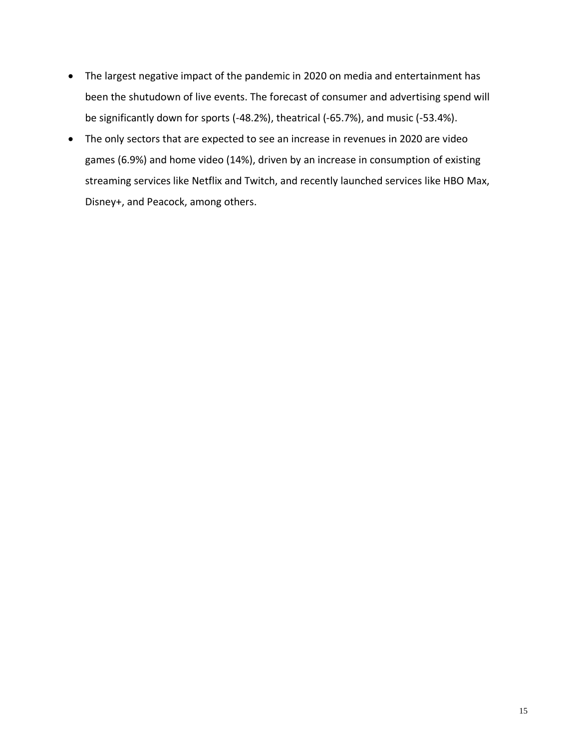- The largest negative impact of the pandemic in 2020 on media and entertainment has been the shutdown of live events. The forecast of consumer and advertising spend will be significantly down for sports (-48.2%), theatrical (-65.7%), and music (-53.4%).
- The only sectors that are expected to see an increase in revenues in 2020 are video games (6.9%) and home video (14%), driven by an increase in consumption of existing streaming services like Netflix and Twitch, and recently launched services like HBO Max, Disney+, and Peacock, among others.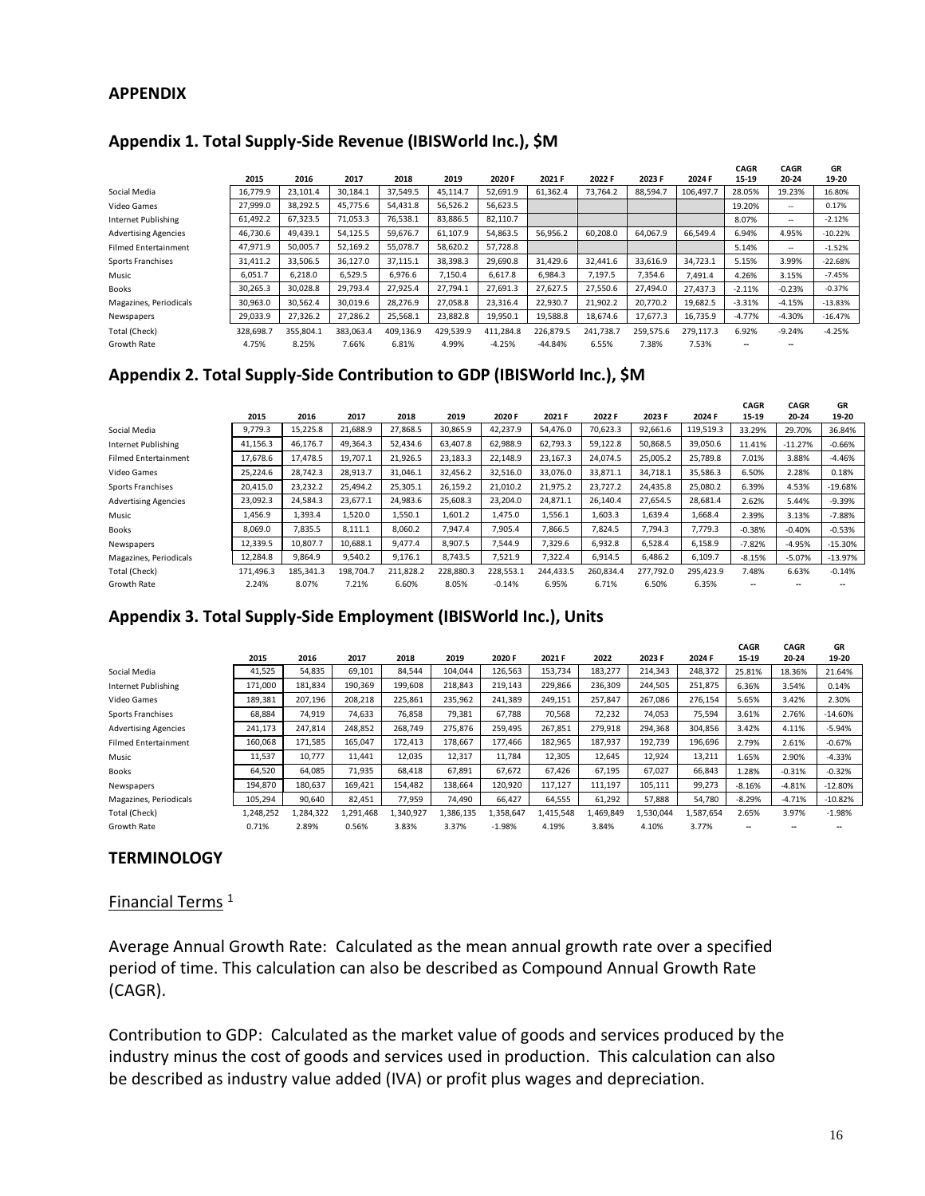## APPENDIX

### Appendix 1. Total Supply-Side Revenue (IBISWorld Inc.), $M

| | 2015 | 2016 | 2017 | 2018 | 2019 | 2020 F | 2021 F | 2022 F | 2023 F | 2024 F | CAGR 15-19 | CAGR 20-24 | GR 19-20 |
|---|---|---|---|---|---|---|---|---|---|---|---|---|---|
| Social Media | 16,779.9 | 23,101.4 | 30,184.1 | 37,549.5 | 45,114.7 | 52,691.9 | 61,362.4 | 73,764.2 | 88,594.7 | 106,497.7 | 28.05% | 19.23% | 16.80% |
| Video Games | 27,999.0 | 38,292.5 | 45,775.6 | 54,431.8 | 56,526.2 | 56,623.5 | | | | | 19.20% | -- | 0.17% |
| Internet Publishing | 61,492.2 | 67,323.5 | 71,053.3 | 76,538.1 | 83,886.5 | 82,110.7 | | | | | 8.07% | -- | -2.12% |
| Advertising Agencies | 46,730.6 | 49,439.1 | 54,125.5 | 59,676.7 | 61,107.9 | 54,863.5 | 56,956.2 | 60,208.0 | 64,067.9 | 66,549.4 | 6.94% | 4.95% | -10.22% |
| Filmed Entertainment | 47,971.9 | 50,005.7 | 52,169.2 | 55,078.7 | 58,620.2 | 57,728.8 | | | | | 5.14% | -- | -1.52% |
| Sports Franchises | 31,411.2 | 33,506.5 | 36,127.0 | 37,115.1 | 38,398.3 | 29,690.8 | 31,429.6 | 32,441.6 | 33,616.9 | 34,723.1 | 5.15% | 3.99% | -22.68% |
| Music | 6,051.7 | 6,218.0 | 6,529.5 | 6,976.6 | 7,150.4 | 6,617.8 | 6,984.3 | 7,197.5 | 7,354.6 | 7,491.4 | 4.26% | 3.15% | -7.45% |
| Books | 30,265.3 | 30,028.8 | 29,793.4 | 27,925.4 | 27,794.1 | 27,691.3 | 27,627.5 | 27,550.6 | 27,494.0 | 27,437.3 | -2.11% | -0.23% | -0.37% |
| Magazines, Periodicals | 30,963.0 | 30,562.4 | 30,019.6 | 28,276.9 | 27,058.8 | 23,316.4 | 22,930.7 | 21,902.2 | 20,770.2 | 19,682.5 | -3.31% | -4.15% | -13.83% |
| Newspapers | 29,033.9 | 27,326.2 | 27,286.2 | 25,568.1 | 23,882.8 | 19,950.1 | 19,588.8 | 18,674.6 | 17,677.3 | 16,735.9 | -4.77% | -4.30% | -16.47% |
| Total (Check) | 328,698.7 | 355,804.1 | 383,063.4 | 409,136.9 | 429,539.9 | 411,284.8 | 226,879.5 | 241,738.7 | 259,575.6 | 279,117.3 | 6.92% | -9.24% | -4.25% |
| Growth Rate | 4.75% | 8.25% | 7.66% | 6.81% | 4.99% | -4.25% | -44.84% | 6.55% | 7.38% | 7.53% | -- | -- | |

### Appendix 2. Total Supply-Side Contribution to GDP (IBISWorld Inc.), $M

| | 2015 | 2016 | 2017 | 2018 | 2019 | 2020 F | 2021 F | 2022 F | 2023 F | 2024 F | CAGR 15-19 | CAGR 20-24 | GR 19-20 |
|---|---|---|---|---|---|---|---|---|---|---|---|---|---|
| Social Media | 9,779.3 | 15,225.8 | 21,688.9 | 27,868.5 | 30,865.9 | 42,237.9 | 54,476.0 | 70,623.3 | 92,661.6 | 119,519.3 | 33.29% | 29.70% | 36.84% |
| Internet Publishing | 41,156.3 | 46,176.7 | 49,364.3 | 52,434.6 | 63,407.8 | 62,988.9 | 62,793.3 | 59,122.8 | 50,868.5 | 39,050.6 | 11.41% | -11.27% | -0.66% |
| Filmed Entertainment | 17,678.6 | 17,478.5 | 19,707.1 | 21,926.5 | 23,183.3 | 22,148.9 | 23,167.3 | 24,074.5 | 25,005.2 | 25,789.8 | 7.01% | 3.88% | -4.46% |
| Video Games | 25,224.6 | 28,742.3 | 28,913.7 | 31,046.1 | 32,456.2 | 32,516.0 | 33,076.0 | 33,871.1 | 34,718.1 | 35,586.3 | 6.50% | 2.28% | 0.18% |
| Sports Franchises | 20,415.0 | 23,232.2 | 25,494.2 | 25,305.1 | 26,159.2 | 21,010.2 | 21,975.2 | 23,727.2 | 24,435.8 | 25,080.2 | 6.39% | 4.53% | -19.68% |
| Advertising Agencies | 23,092.3 | 24,584.3 | 23,677.1 | 24,983.6 | 25,608.3 | 23,204.0 | 24,871.1 | 26,140.4 | 27,654.5 | 28,681.4 | 2.62% | 5.44% | -9.39% |
| Music | 1,456.9 | 1,393.4 | 1,520.0 | 1,550.1 | 1,601.2 | 1,475.0 | 1,556.1 | 1,603.3 | 1,639.4 | 1,668.4 | 2.39% | 3.13% | -7.88% |
| Books | 8,069.0 | 7,835.5 | 8,111.1 | 8,060.2 | 7,947.4 | 7,905.4 | 7,866.5 | 7,824.5 | 7,794.3 | 7,779.3 | -0.38% | -0.40% | -0.53% |
| Newspapers | 12,339.5 | 10,807.7 | 10,688.1 | 9,477.4 | 8,907.5 | 7,544.9 | 7,329.6 | 6,932.8 | 6,528.4 | 6,158.9 | -7.82% | -4.95% | -15.30% |
| Magazines, Periodicals | 12,284.8 | 9,864.9 | 9,540.2 | 9,176.1 | 8,743.5 | 7,521.9 | 7,322.4 | 6,914.5 | 6,486.2 | 6,109.7 | -8.15% | -5.07% | -13.97% |
| Total (Check) | 171,496.3 | 185,341.3 | 198,704.7 | 211,828.2 | 228,880.3 | 228,553.1 | 244,433.5 | 260,834.4 | 277,792.0 | 295,423.9 | 7.48% | 6.63% | -0.14% |
| Growth Rate | 2.24% | 8.07% | 7.21% | 6.60% | 8.05% | -0.14% | 6.95% | 6.71% | 6.50% | 6.35% | -- | -- | -- |

### Appendix 3. Total Supply-Side Employment (IBISWorld Inc.), Units

| | 2015 | 2016 | 2017 | 2018 | 2019 | 2020 F | 2021 F | 2022 | 2023 F | 2024 F | CAGR 15-19 | CAGR 20-24 | GR 19-20 |
|---|---|---|---|---|---|---|---|---|---|---|---|---|---|
| Social Media | 41,525 | 54,835 | 69,101 | 84,544 | 104,044 | 126,563 | 153,734 | 183,277 | 214,343 | 248,372 | 25.81% | 18.36% | 21.64% |
| Internet Publishing | 171,000 | 181,834 | 190,369 | 199,608 | 218,843 | 219,143 | 229,866 | 236,309 | 244,505 | 251,875 | 6.36% | 3.54% | 0.14% |
| Video Games | 189,381 | 207,196 | 208,218 | 225,861 | 235,962 | 241,389 | 249,151 | 257,847 | 267,086 | 276,154 | 5.65% | 3.42% | 2.30% |
| Sports Franchises | 68,884 | 74,919 | 74,633 | 76,858 | 79,381 | 67,788 | 70,568 | 72,232 | 74,053 | 75,594 | 3.61% | 2.76% | -14.60% |
| Advertising Agencies | 241,173 | 247,814 | 248,852 | 268,749 | 275,876 | 259,495 | 267,851 | 279,918 | 294,368 | 304,856 | 3.42% | 4.11% | -5.94% |
| Filmed Entertainment | 160,068 | 171,585 | 165,047 | 172,413 | 178,667 | 177,466 | 182,965 | 187,937 | 192,739 | 196,696 | 2.79% | 2.61% | -0.67% |
| Music | 11,537 | 10,777 | 11,441 | 12,035 | 12,317 | 11,784 | 12,305 | 12,645 | 12,924 | 13,211 | 1.65% | 2.90% | -4.33% |
| Books | 64,520 | 64,085 | 71,935 | 68,418 | 67,891 | 67,672 | 67,426 | 67,195 | 67,027 | 66,843 | 1.28% | -0.31% | -0.32% |
| Newspapers | 194,870 | 180,637 | 169,421 | 154,482 | 138,664 | 120,920 | 117,127 | 111,197 | 105,111 | 99,273 | -8.16% | -4.81% | -12.80% |
| Magazines, Periodicals | 105,294 | 90,640 | 82,451 | 77,959 | 74,490 | 66,427 | 64,555 | 61,292 | 57,888 | 54,780 | -8.29% | -4.71% | -10.82% |
| Total (Check) | 1,248,252 | 1,284,322 | 1,291,468 | 1,340,927 | 1,386,135 | 1,358,647 | 1,415,548 | 1,469,849 | 1,530,044 | 1,587,654 | 2.65% | 3.97% | -1.98% |
| Growth Rate | 0.71% | 2.89% | 0.56% | 3.83% | 3.37% | -1.98% | 4.19% | 3.84% | 4.10% | 3.77% | -- | -- | -- |

## TERMINOLOGY

Financial Terms [1]

Average Annual Growth Rate: Calculated as the mean annual growth rate over a specified period of time. This calculation can also be described as Compound Annual Growth Rate (CAGR).

Contribution to GDP: Calculated as the market value of goods and services produced by the industry minus the cost of goods and services used in production. This calculation can also be described as industry value added (IVA) or profit plus wages and depreciation.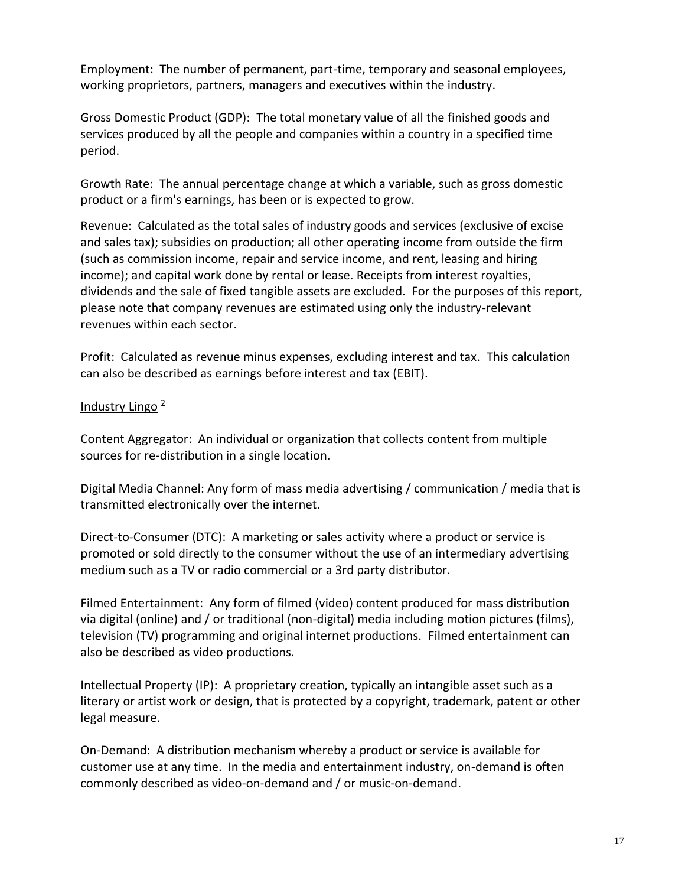Employment: The number of permanent, part-time, temporary and seasonal employees, working proprietors, partners, managers and executives within the industry.

Gross Domestic Product (GDP): The total monetary value of all the finished goods and services produced by all the people and companies within a country in a specified time period.

Growth Rate: The annual percentage change at which a variable, such as gross domestic product or a firm's earnings, has been or is expected to grow.

Revenue: Calculated as the total sales of industry goods and services (exclusive of excise and sales tax); subsidies on production; all other operating income from outside the firm (such as commission income, repair and service income, and rent, leasing and hiring income); and capital work done by rental or lease. Receipts from interest royalties, dividends and the sale of fixed tangible assets are excluded. For the purposes of this report, please note that company revenues are estimated using only the industry-relevant revenues within each sector.

Profit: Calculated as revenue minus expenses, excluding interest and tax. This calculation can also be described as earnings before interest and tax (EBIT).

Industry Lingo [2]

Content Aggregator: An individual or organization that collects content from multiple sources for re-distribution in a single location.

Digital Media Channel: Any form of mass media advertising / communication / media that is transmitted electronically over the internet.

Direct-to-Consumer (DTC): A marketing or sales activity where a product or service is promoted or sold directly to the consumer without the use of an intermediary advertising medium such as a TV or radio commercial or a 3rd party distributor.

Filmed Entertainment: Any form of filmed (video) content produced for mass distribution via digital (online) and / or traditional (non-digital) media including motion pictures (films), television (TV) programming and original internet productions. Filmed entertainment can also be described as video productions.

Intellectual Property (IP): A proprietary creation, typically an intangible asset such as a literary or artist work or design, that is protected by a copyright, trademark, patent or other legal measure.

On-Demand: A distribution mechanism whereby a product or service is available for customer use at any time. In the media and entertainment industry, on-demand is often commonly described as video-on-demand and / or music-on-demand.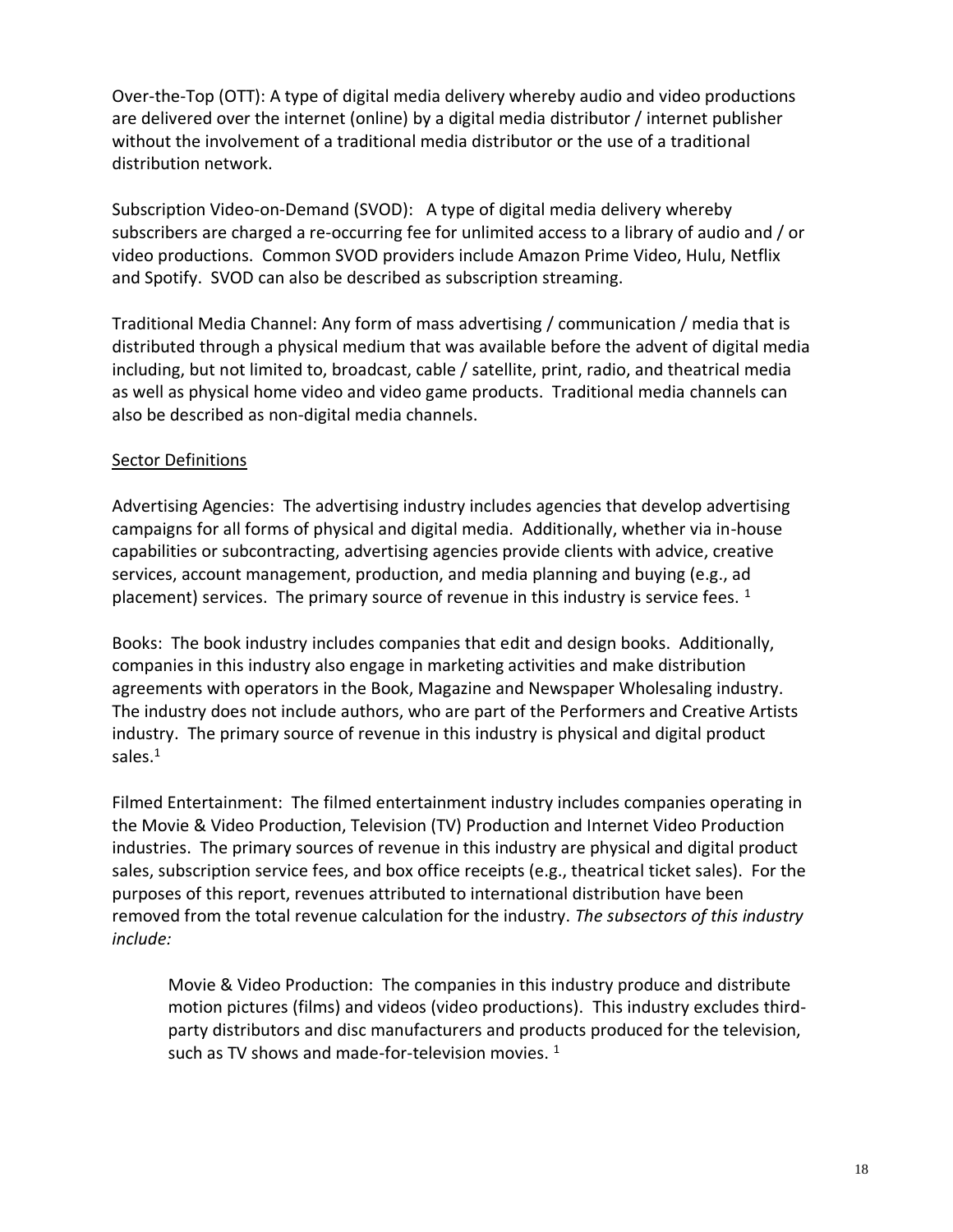Over-the-Top (OTT): A type of digital media delivery whereby audio and video productions are delivered over the internet (online) by a digital media distributor / internet publisher without the involvement of a traditional media distributor or the use of a traditional distribution network.

Subscription Video-on-Demand (SVOD): A type of digital media delivery whereby subscribers are charged a re-occurring fee for unlimited access to a library of audio and / or video productions. Common SVOD providers include Amazon Prime Video, Hulu, Netflix and Spotify. SVOD can also be described as subscription streaming.

Traditional Media Channel: Any form of mass advertising / communication / media that is distributed through a physical medium that was available before the advent of digital media including, but not limited to, broadcast, cable / satellite, print, radio, and theatrical media as well as physical home video and video game products. Traditional media channels can also be described as non-digital media channels.

<u>Sector Definitions</u>

Advertising Agencies: The advertising industry includes agencies that develop advertising campaigns for all forms of physical and digital media. Additionally, whether via in-house capabilities or subcontracting, advertising agencies provide clients with advice, creative services, account management, production, and media planning and buying (e.g., ad placement) services. The primary source of revenue in this industry is service fees. [1]

Books: The book industry includes companies that edit and design books. Additionally, companies in this industry also engage in marketing activities and make distribution agreements with operators in the Book, Magazine and Newspaper Wholesaling industry. The industry does not include authors, who are part of the Performers and Creative Artists industry. The primary source of revenue in this industry is physical and digital product sales.[1]

Filmed Entertainment: The filmed entertainment industry includes companies operating in the Movie & Video Production, Television (TV) Production and Internet Video Production industries. The primary sources of revenue in this industry are physical and digital product sales, subscription service fees, and box office receipts (e.g., theatrical ticket sales). For the purposes of this report, revenues attributed to international distribution have been removed from the total revenue calculation for the industry. *The subsectors of this industry include:*

> Movie & Video Production: The companies in this industry produce and distribute motion pictures (films) and videos (video productions). This industry excludes third-party distributors and disc manufacturers and products produced for the television, such as TV shows and made-for-television movies. [1]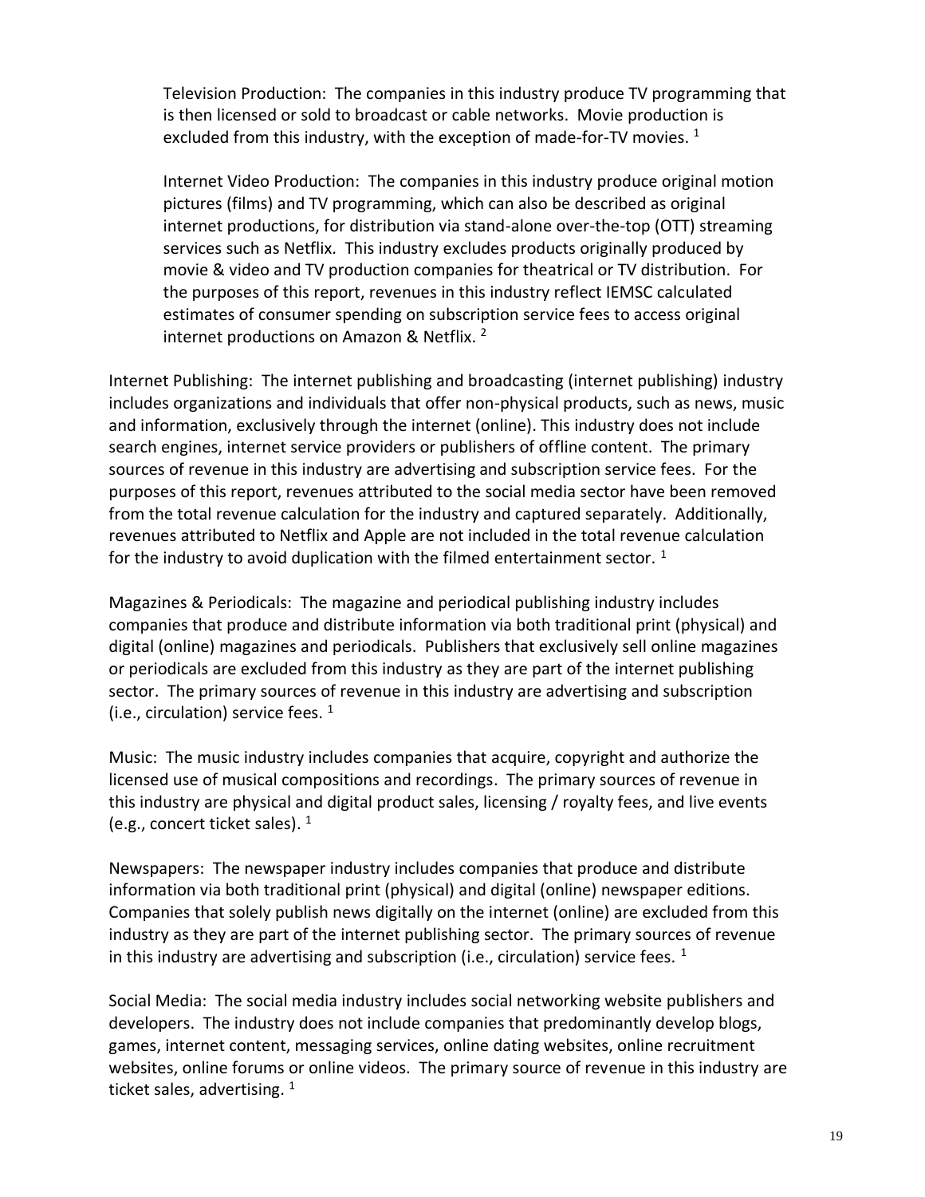Television Production: The companies in this industry produce TV programming that is then licensed or sold to broadcast or cable networks. Movie production is excluded from this industry, with the exception of made-for-TV movies. [1]

Internet Video Production: The companies in this industry produce original motion pictures (films) and TV programming, which can also be described as original internet productions, for distribution via stand-alone over-the-top (OTT) streaming services such as Netflix. This industry excludes products originally produced by movie & video and TV production companies for theatrical or TV distribution. For the purposes of this report, revenues in this industry reflect IEMSC calculated estimates of consumer spending on subscription service fees to access original internet productions on Amazon & Netflix. [2]

Internet Publishing: The internet publishing and broadcasting (internet publishing) industry includes organizations and individuals that offer non-physical products, such as news, music and information, exclusively through the internet (online). This industry does not include search engines, internet service providers or publishers of offline content. The primary sources of revenue in this industry are advertising and subscription service fees. For the purposes of this report, revenues attributed to the social media sector have been removed from the total revenue calculation for the industry and captured separately. Additionally, revenues attributed to Netflix and Apple are not included in the total revenue calculation for the industry to avoid duplication with the filmed entertainment sector. [1]

Magazines & Periodicals: The magazine and periodical publishing industry includes companies that produce and distribute information via both traditional print (physical) and digital (online) magazines and periodicals. Publishers that exclusively sell online magazines or periodicals are excluded from this industry as they are part of the internet publishing sector. The primary sources of revenue in this industry are advertising and subscription (i.e., circulation) service fees. [1]

Music: The music industry includes companies that acquire, copyright and authorize the licensed use of musical compositions and recordings. The primary sources of revenue in this industry are physical and digital product sales, licensing / royalty fees, and live events (e.g., concert ticket sales). [1]

Newspapers: The newspaper industry includes companies that produce and distribute information via both traditional print (physical) and digital (online) newspaper editions. Companies that solely publish news digitally on the internet (online) are excluded from this industry as they are part of the internet publishing sector. The primary sources of revenue in this industry are advertising and subscription (i.e., circulation) service fees. [1]

Social Media: The social media industry includes social networking website publishers and developers. The industry does not include companies that predominantly develop blogs, games, internet content, messaging services, online dating websites, online recruitment websites, online forums or online videos. The primary source of revenue in this industry are ticket sales, advertising. [1]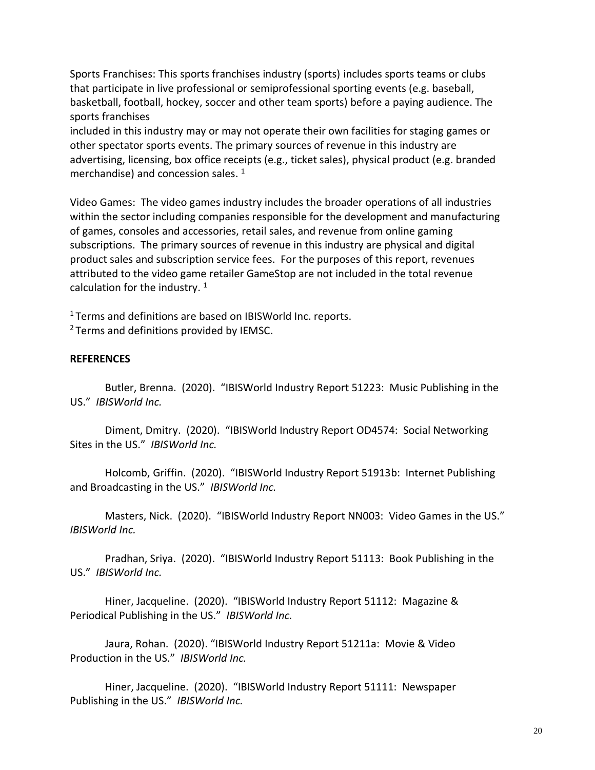Sports Franchises: This sports franchises industry (sports) includes sports teams or clubs that participate in live professional or semiprofessional sporting events (e.g. baseball, basketball, football, hockey, soccer and other team sports) before a paying audience. The sports franchises included in this industry may or may not operate their own facilities for staging games or other spectator sports events. The primary sources of revenue in this industry are advertising, licensing, box office receipts (e.g., ticket sales), physical product (e.g. branded merchandise) and concession sales. [1]

Video Games: The video games industry includes the broader operations of all industries within the sector including companies responsible for the development and manufacturing of games, consoles and accessories, retail sales, and revenue from online gaming subscriptions. The primary sources of revenue in this industry are physical and digital product sales and subscription service fees. For the purposes of this report, revenues attributed to the video game retailer GameStop are not included in the total revenue calculation for the industry. [1]

[1] Terms and definitions are based on IBISWorld Inc. reports.
[2] Terms and definitions provided by IEMSC.

**REFERENCES**

Butler, Brenna. (2020). "IBISWorld Industry Report 51223: Music Publishing in the US." *IBISWorld Inc.*

Diment, Dmitry. (2020). "IBISWorld Industry Report OD4574: Social Networking Sites in the US." *IBISWorld Inc.*

Holcomb, Griffin. (2020). "IBISWorld Industry Report 51913b: Internet Publishing and Broadcasting in the US." *IBISWorld Inc.*

Masters, Nick. (2020). "IBISWorld Industry Report NN003: Video Games in the US." *IBISWorld Inc.*

Pradhan, Sriya. (2020). "IBISWorld Industry Report 51113: Book Publishing in the US." *IBISWorld Inc.*

Hiner, Jacqueline. (2020). "IBISWorld Industry Report 51112: Magazine & Periodical Publishing in the US." *IBISWorld Inc.*

Jaura, Rohan. (2020). "IBISWorld Industry Report 51211a: Movie & Video Production in the US." *IBISWorld Inc.*

Hiner, Jacqueline. (2020). "IBISWorld Industry Report 51111: Newspaper Publishing in the US." *IBISWorld Inc.*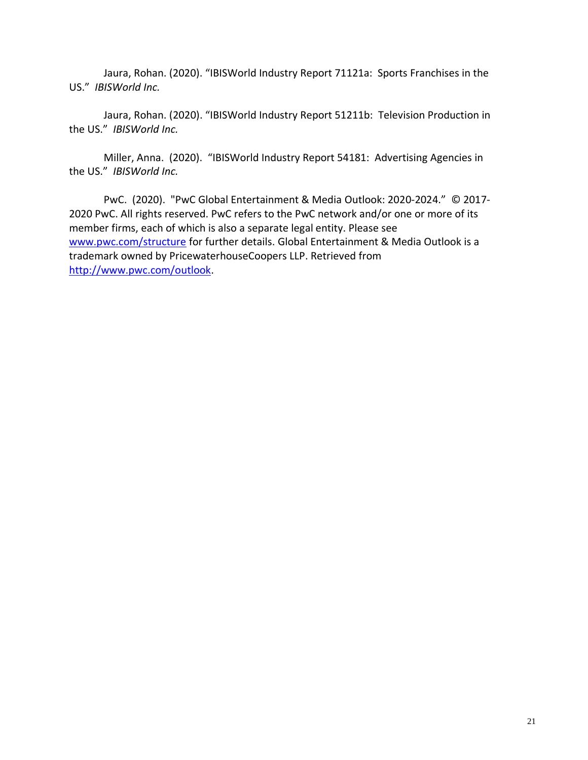Jaura, Rohan. (2020). "IBISWorld Industry Report 71121a: Sports Franchises in the US." *IBISWorld Inc.*

Jaura, Rohan. (2020). "IBISWorld Industry Report 51211b: Television Production in the US." *IBISWorld Inc.*

Miller, Anna. (2020). "IBISWorld Industry Report 54181: Advertising Agencies in the US." *IBISWorld Inc.*

PwC. (2020). "PwC Global Entertainment & Media Outlook: 2020-2024." © 2017-2020 PwC. All rights reserved. PwC refers to the PwC network and/or one or more of its member firms, each of which is also a separate legal entity. Please see [www.pwc.com/structure](www.pwc.com/structure) for further details. Global Entertainment & Media Outlook is a trademark owned by PricewaterhouseCoopers LLP. Retrieved from [http://www.pwc.com/outlook](http://www.pwc.com/outlook).